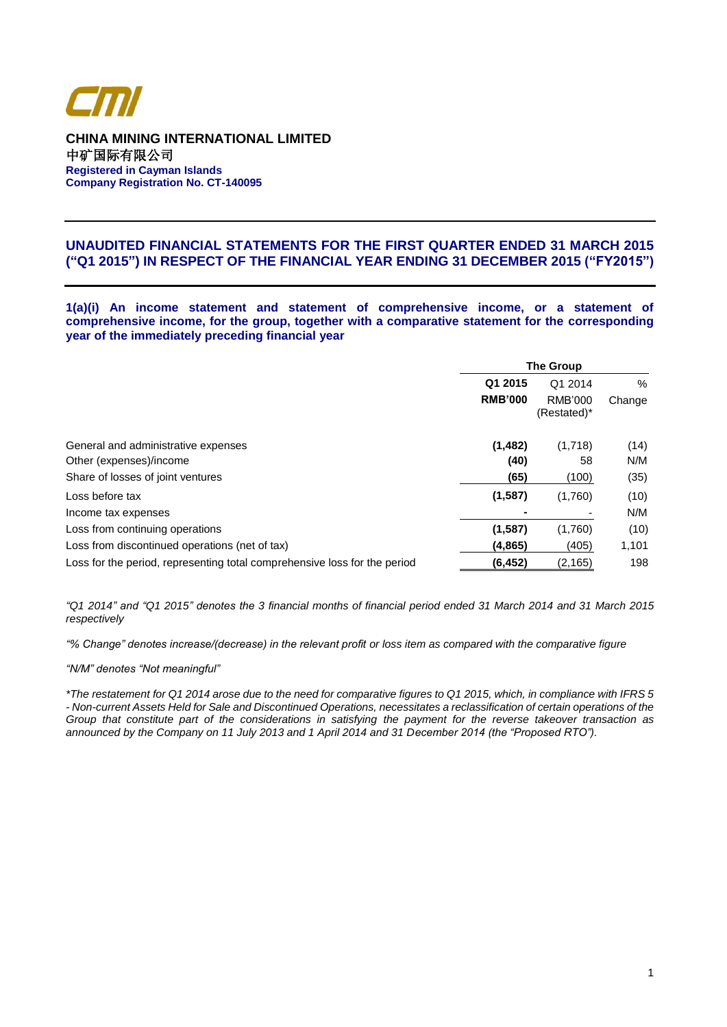**CHINA MINING INTERNATIONAL LIMITED**
中矿国际有限公司
**Registered in Cayman Islands**
**Company Registration No. CT-140095**

## UNAUDITED FINANCIAL STATEMENTS FOR THE FIRST QUARTER ENDED 31 MARCH 2015 ("Q1 2015") IN RESPECT OF THE FINANCIAL YEAR ENDING 31 DECEMBER 2015 ("FY2015")

**1(a)(i) An income statement and statement of comprehensive income, or a statement of comprehensive income, for the group, together with a comparative statement for the corresponding year of the immediately preceding financial year**

| | The Group | | |
|---|---|---|---|
| | **Q1 2015** | Q1 2014 | % |
| | **RMB'000** | RMB'000 (Restated)* | Change |
| General and administrative expenses | **(1,482)** | (1,718) | (14) |
| Other (expenses)/income | **(40)** | 58 | N/M |
| Share of losses of joint ventures | **(65)** | (100) | (35) |
| Loss before tax | **(1,587)** | (1,760) | (10) |
| Income tax expenses | **-** | - | N/M |
| Loss from continuing operations | **(1,587)** | (1,760) | (10) |
| Loss from discontinued operations (net of tax) | **(4,865)** | (405) | 1,101 |
| Loss for the period, representing total comprehensive loss for the period | **(6,452)** | (2,165) | 198 |

*"Q1 2014" and "Q1 2015" denotes the 3 financial months of financial period ended 31 March 2014 and 31 March 2015 respectively*

*"% Change" denotes increase/(decrease) in the relevant profit or loss item as compared with the comparative figure*

*"N/M" denotes "Not meaningful"*

**The restatement for Q1 2014 arose due to the need for comparative figures to Q1 2015, which, in compliance with IFRS 5 - Non-current Assets Held for Sale and Discontinued Operations, necessitates a reclassification of certain operations of the Group that constitute part of the considerations in satisfying the payment for the reverse takeover transaction as announced by the Company on 11 July 2013 and 1 April 2014 and 31 December 2014 (the "Proposed RTO").*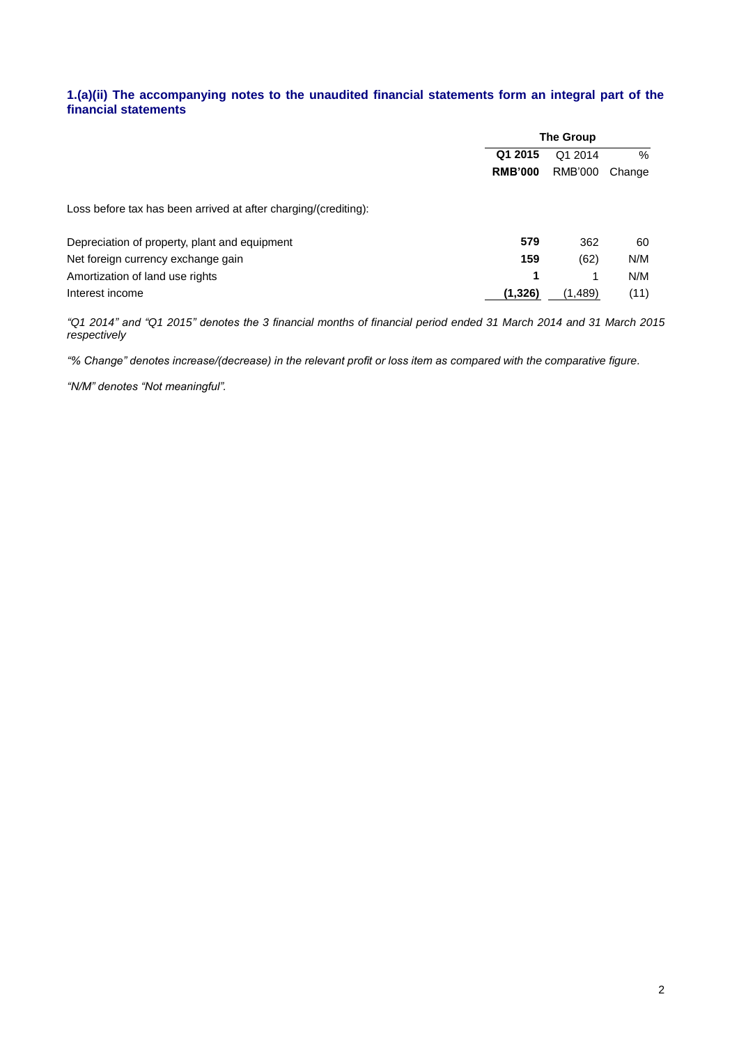### 1.(a)(ii) The accompanying notes to the unaudited financial statements form an integral part of the financial statements

| | The Group | | |
|---|---|---|---|
| | **Q1 2015** | Q1 2014 | % |
| | **RMB'000** | RMB'000 | Change |
| Loss before tax has been arrived at after charging/(crediting): | | | |
| Depreciation of property, plant and equipment | **579** | 362 | 60 |
| Net foreign currency exchange gain | **159** | (62) | N/M |
| Amortization of land use rights | **1** | 1 | N/M |
| Interest income | **(1,326)** | (1,489) | (11) |

*"Q1 2014" and "Q1 2015" denotes the 3 financial months of financial period ended 31 March 2014 and 31 March 2015 respectively*

*"% Change" denotes increase/(decrease) in the relevant profit or loss item as compared with the comparative figure.*

*"N/M" denotes "Not meaningful".*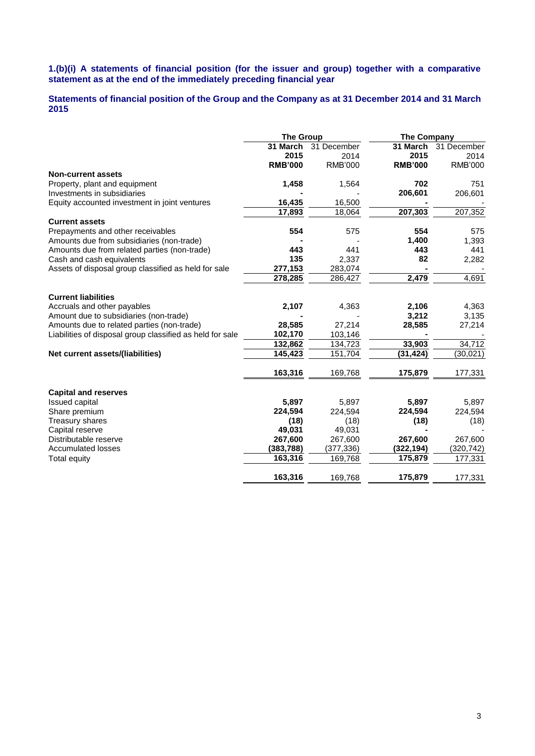**1.(b)(i) A statements of financial position (for the issuer and group) together with a comparative statement as at the end of the immediately preceding financial year**

**Statements of financial position of the Group and the Company as at 31 December 2014 and 31 March 2015**

| | The Group | | The Company | |
|---|---|---|---|---|
| | **31 March 2015** | 31 December 2014 | **31 March 2015** | 31 December 2014 |
| | **RMB'000** | RMB'000 | **RMB'000** | RMB'000 |
| **Non-current assets** | | | | |
| Property, plant and equipment | **1,458** | 1,564 | **702** | 751 |
| Investments in subsidiaries | **-** | - | **206,601** | 206,601 |
| Equity accounted investment in joint ventures | **16,435** | 16,500 | **-** | - |
| | **17,893** | 18,064 | **207,303** | 207,352 |
| **Current assets** | | | | |
| Prepayments and other receivables | **554** | 575 | **554** | 575 |
| Amounts due from subsidiaries (non-trade) | **-** | - | **1,400** | 1,393 |
| Amounts due from related parties (non-trade) | **443** | 441 | **443** | 441 |
| Cash and cash equivalents | **135** | 2,337 | **82** | 2,282 |
| Assets of disposal group classified as held for sale | **277,153** | 283,074 | **-** | - |
| | **278,285** | 286,427 | **2,479** | 4,691 |
| **Current liabilities** | | | | |
| Accruals and other payables | **2,107** | 4,363 | **2,106** | 4,363 |
| Amount due to subsidiaries (non-trade) | **-** | - | **3,212** | 3,135 |
| Amounts due to related parties (non-trade) | **28,585** | 27,214 | **28,585** | 27,214 |
| Liabilities of disposal group classified as held for sale | **102,170** | 103,146 | **-** | - |
| | **132,862** | 134,723 | **33,903** | 34,712 |
| **Net current assets/(liabilities)** | **145,423** | 151,704 | **(31,424)** | (30,021) |
| | **163,316** | 169,768 | **175,879** | 177,331 |
| **Capital and reserves** | | | | |
| Issued capital | **5,897** | 5,897 | **5,897** | 5,897 |
| Share premium | **224,594** | 224,594 | **224,594** | 224,594 |
| Treasury shares | **(18)** | (18) | **(18)** | (18) |
| Capital reserve | **49,031** | 49,031 | **-** | - |
| Distributable reserve | **267,600** | 267,600 | **267,600** | 267,600 |
| Accumulated losses | **(383,788)** | (377,336) | **(322,194)** | (320,742) |
| Total equity | **163,316** | 169,768 | **175,879** | 177,331 |
| | **163,316** | 169,768 | **175,879** | 177,331 |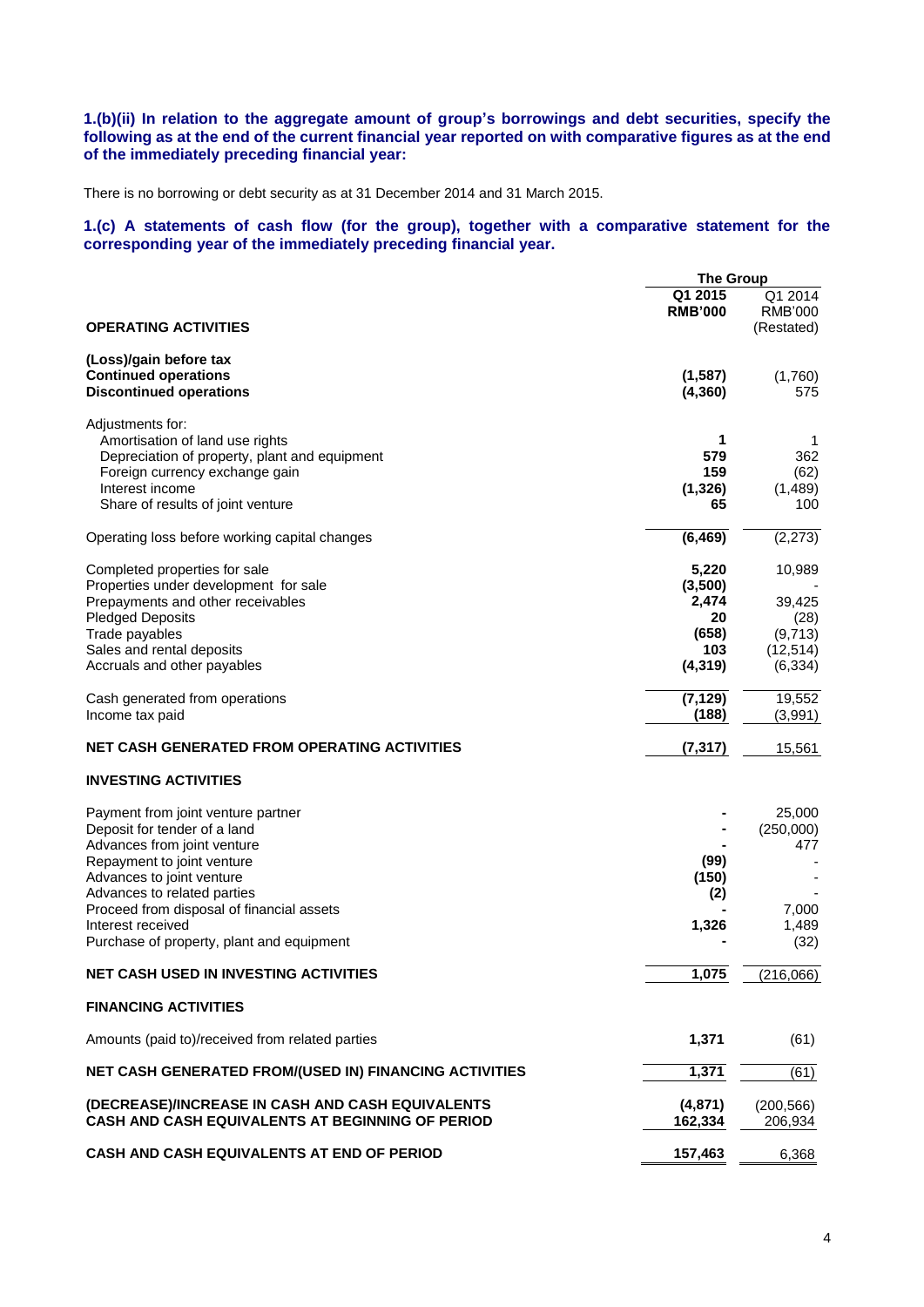**1.(b)(ii) In relation to the aggregate amount of group's borrowings and debt securities, specify the following as at the end of the current financial year reported on with comparative figures as at the end of the immediately preceding financial year:**

There is no borrowing or debt security as at 31 December 2014 and 31 March 2015.

**1.(c) A statements of cash flow (for the group), together with a comparative statement for the corresponding year of the immediately preceding financial year.**

| | The Group | |
|---|---|---|
| | **Q1 2015 RMB'000** | Q1 2014 RMB'000 (Restated) |
| **OPERATING ACTIVITIES** | | |
| **(Loss)/gain before tax** | | |
| **Continued operations** | **(1,587)** | (1,760) |
| **Discontinued operations** | **(4,360)** | 575 |
| Adjustments for: | | |
| Amortisation of land use rights | **1** | 1 |
| Depreciation of property, plant and equipment | **579** | 362 |
| Foreign currency exchange gain | **159** | (62) |
| Interest income | **(1,326)** | (1,489) |
| Share of results of joint venture | **65** | 100 |
| Operating loss before working capital changes | **(6,469)** | (2,273) |
| Completed properties for sale | **5,220** | 10,989 |
| Properties under development for sale | **(3,500)** | - |
| Prepayments and other receivables | **2,474** | 39,425 |
| Pledged Deposits | **20** | (28) |
| Trade payables | **(658)** | (9,713) |
| Sales and rental deposits | **103** | (12,514) |
| Accruals and other payables | **(4,319)** | (6,334) |
| Cash generated from operations | **(7,129)** | 19,552 |
| Income tax paid | **(188)** | (3,991) |
| **NET CASH GENERATED FROM OPERATING ACTIVITIES** | **(7,317)** | 15,561 |
| **INVESTING ACTIVITIES** | | |
| Payment from joint venture partner | **-** | 25,000 |
| Deposit for tender of a land | **-** | (250,000) |
| Advances from joint venture | **-** | 477 |
| Repayment to joint venture | **(99)** | - |
| Advances to joint venture | **(150)** | - |
| Advances to related parties | **(2)** | - |
| Proceed from disposal of financial assets | **-** | 7,000 |
| Interest received | **1,326** | 1,489 |
| Purchase of property, plant and equipment | **-** | (32) |
| **NET CASH USED IN INVESTING ACTIVITIES** | **1,075** | (216,066) |
| **FINANCING ACTIVITIES** | | |
| Amounts (paid to)/received from related parties | **1,371** | (61) |
| **NET CASH GENERATED FROM/(USED IN) FINANCING ACTIVITIES** | **1,371** | (61) |
| **(DECREASE)/INCREASE IN CASH AND CASH EQUIVALENTS** | **(4,871)** | (200,566) |
| **CASH AND CASH EQUIVALENTS AT BEGINNING OF PERIOD** | **162,334** | 206,934 |
| **CASH AND CASH EQUIVALENTS AT END OF PERIOD** | **157,463** | 6,368 |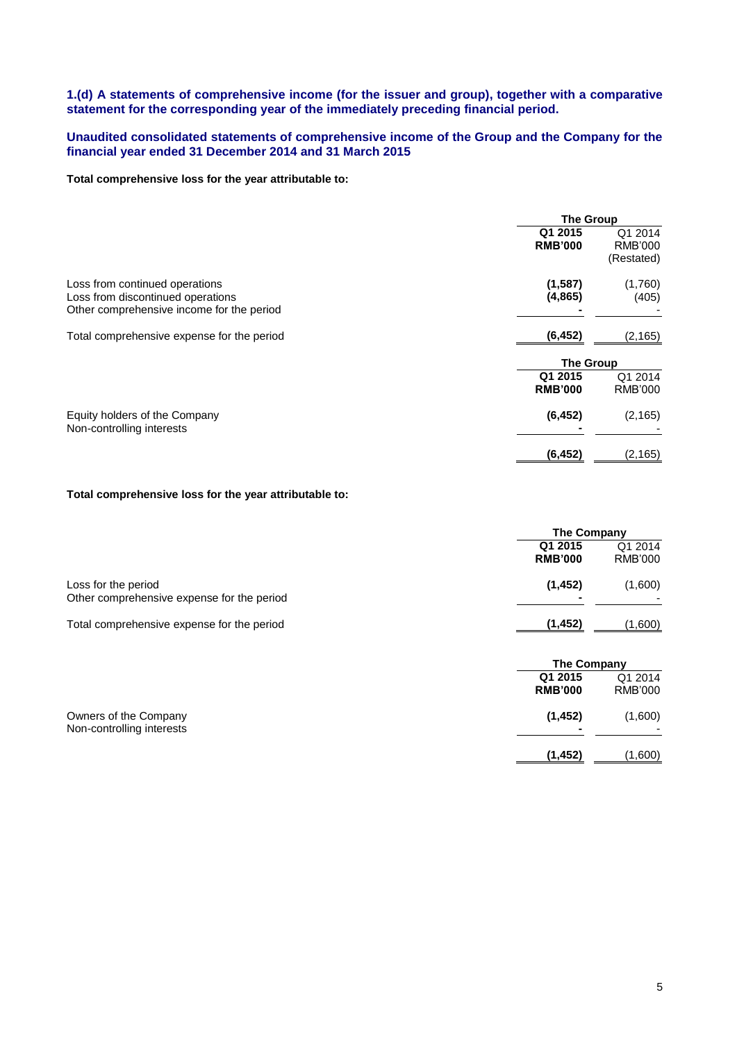**1.(d) A statements of comprehensive income (for the issuer and group), together with a comparative statement for the corresponding year of the immediately preceding financial period.**

**Unaudited consolidated statements of comprehensive income of the Group and the Company for the financial year ended 31 December 2014 and 31 March 2015**

**Total comprehensive loss for the year attributable to:**

| | The Group | |
|---|---|---|
| | **Q1 2015 RMB'000** | Q1 2014 RMB'000 (Restated) |
| Loss from continued operations | **(1,587)** | (1,760) |
| Loss from discontinued operations | **(4,865)** | (405) |
| Other comprehensive income for the period | **-** | - |
| Total comprehensive expense for the period | **(6,452)** | (2,165) |

| | The Group | |
|---|---|---|
| | **Q1 2015 RMB'000** | Q1 2014 RMB'000 |
| Equity holders of the Company | **(6,452)** | (2,165) |
| Non-controlling interests | **-** | - |
| | **(6,452)** | (2,165) |

**Total comprehensive loss for the year attributable to:**

| | The Company | |
|---|---|---|
| | **Q1 2015 RMB'000** | Q1 2014 RMB'000 |
| Loss for the period | **(1,452)** | (1,600) |
| Other comprehensive expense for the period | **-** | - |
| Total comprehensive expense for the period | **(1,452)** | (1,600) |

| | The Company | |
|---|---|---|
| | **Q1 2015 RMB'000** | Q1 2014 RMB'000 |
| Owners of the Company | **(1,452)** | (1,600) |
| Non-controlling interests | **-** | - |
| | **(1,452)** | (1,600) |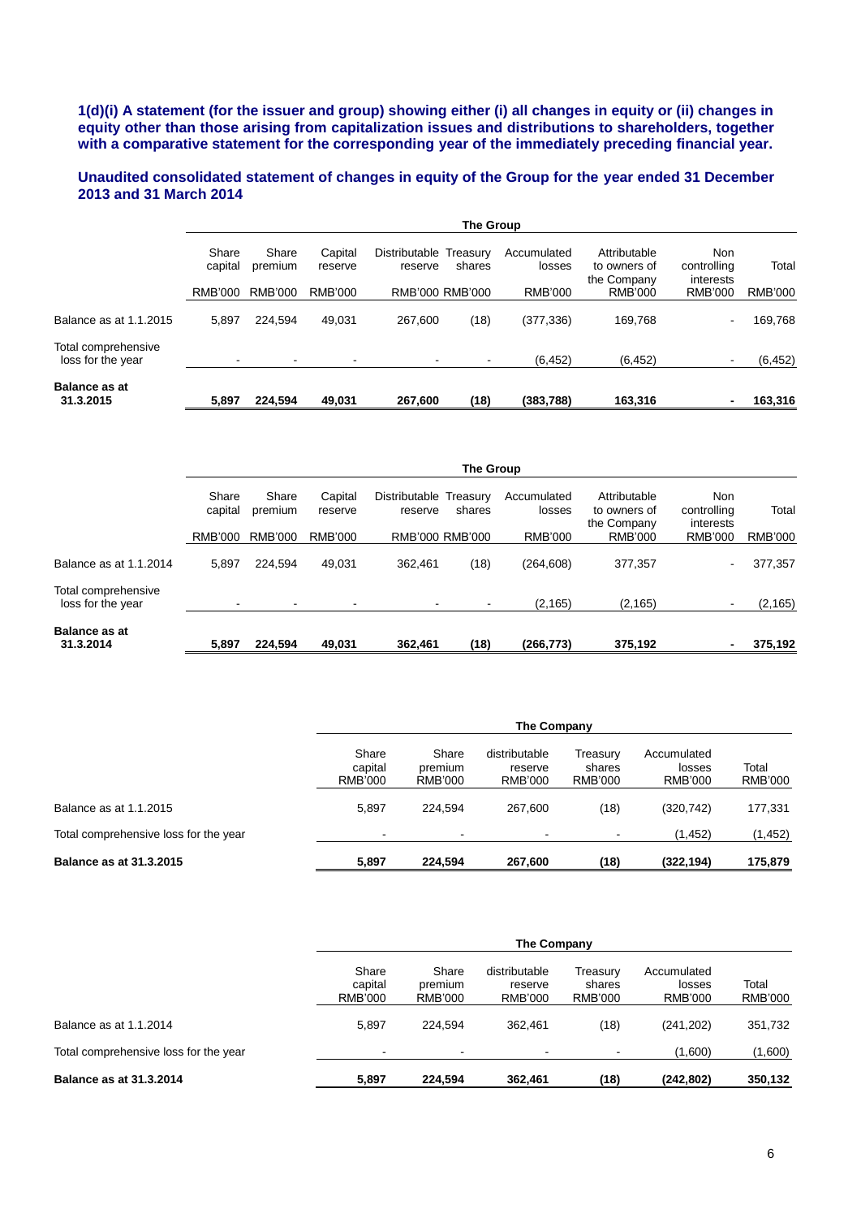**1(d)(i) A statement (for the issuer and group) showing either (i) all changes in equity or (ii) changes in equity other than those arising from capitalization issues and distributions to shareholders, together with a comparative statement for the corresponding year of the immediately preceding financial year.**

**Unaudited consolidated statement of changes in equity of the Group for the year ended 31 December 2013 and 31 March 2014**

| | The Group | | | | | | | | |
|---|---|---|---|---|---|---|---|---|---|
| | Share capital | Share premium | Capital reserve | Distributable reserve | Treasury shares | Accumulated losses | Attributable to owners of the Company | Non controlling interests | Total |
| | RMB'000 | RMB'000 | RMB'000 | RMB'000 | RMB'000 | RMB'000 | RMB'000 | RMB'000 | RMB'000 |
| Balance as at 1.1.2015 | 5,897 | 224,594 | 49,031 | 267,600 | (18) | (377,336) | 169,768 | - | 169,768 |
| Total comprehensive loss for the year | - | - | - | - | - | (6,452) | (6,452) | - | (6,452) |
| **Balance as at 31.3.2015** | **5,897** | **224,594** | **49,031** | **267,600** | **(18)** | **(383,788)** | **163,316** | **-** | **163,316** |

| | The Group | | | | | | | | |
|---|---|---|---|---|---|---|---|---|---|
| | Share capital | Share premium | Capital reserve | Distributable reserve | Treasury shares | Accumulated losses | Attributable to owners of the Company | Non controlling interests | Total |
| | RMB'000 | RMB'000 | RMB'000 | RMB'000 | RMB'000 | RMB'000 | RMB'000 | RMB'000 | RMB'000 |
| Balance as at 1.1.2014 | 5,897 | 224,594 | 49,031 | 362,461 | (18) | (264,608) | 377,357 | - | 377,357 |
| Total comprehensive loss for the year | - | - | - | - | - | (2,165) | (2,165) | - | (2,165) |
| **Balance as at 31.3.2014** | **5,897** | **224,594** | **49,031** | **362,461** | **(18)** | **(266,773)** | **375,192** | **-** | **375,192** |

| | The Company | | | | | |
|---|---|---|---|---|---|---|
| | Share capital RMB'000 | Share premium RMB'000 | distributable reserve RMB'000 | Treasury shares RMB'000 | Accumulated losses RMB'000 | Total RMB'000 |
| Balance as at 1.1.2015 | 5,897 | 224,594 | 267,600 | (18) | (320,742) | 177,331 |
| Total comprehensive loss for the year | - | - | - | - | (1,452) | (1,452) |
| **Balance as at 31.3.2015** | **5,897** | **224,594** | **267,600** | **(18)** | **(322,194)** | **175,879** |

| | The Company | | | | | |
|---|---|---|---|---|---|---|
| | Share capital RMB'000 | Share premium RMB'000 | distributable reserve RMB'000 | Treasury shares RMB'000 | Accumulated losses RMB'000 | Total RMB'000 |
| Balance as at 1.1.2014 | 5,897 | 224,594 | 362,461 | (18) | (241,202) | 351,732 |
| Total comprehensive loss for the year | - | - | - | - | (1,600) | (1,600) |
| **Balance as at 31.3.2014** | **5,897** | **224,594** | **362,461** | **(18)** | **(242,802)** | **350,132** |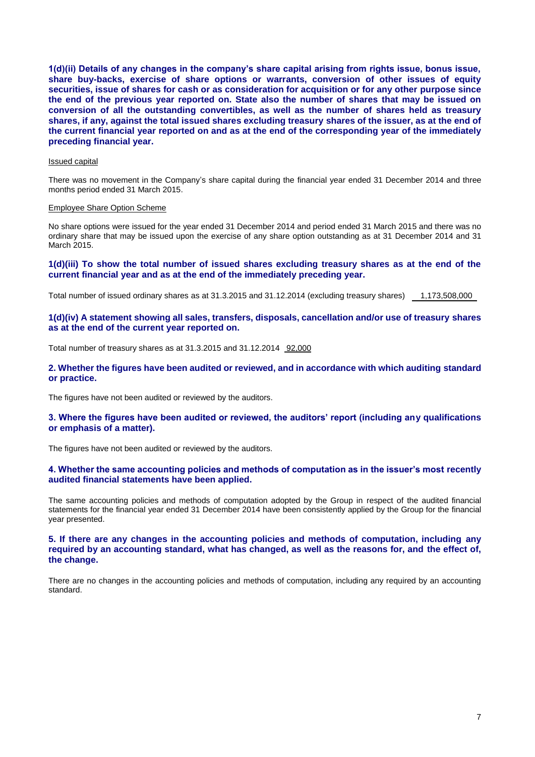**1(d)(ii) Details of any changes in the company's share capital arising from rights issue, bonus issue, share buy-backs, exercise of share options or warrants, conversion of other issues of equity securities, issue of shares for cash or as consideration for acquisition or for any other purpose since the end of the previous year reported on. State also the number of shares that may be issued on conversion of all the outstanding convertibles, as well as the number of shares held as treasury shares, if any, against the total issued shares excluding treasury shares of the issuer, as at the end of the current financial year reported on and as at the end of the corresponding year of the immediately preceding financial year.**

Issued capital

There was no movement in the Company's share capital during the financial year ended 31 December 2014 and three months period ended 31 March 2015.

Employee Share Option Scheme

No share options were issued for the year ended 31 December 2014 and period ended 31 March 2015 and there was no ordinary share that may be issued upon the exercise of any share option outstanding as at 31 December 2014 and 31 March 2015.

**1(d)(iii) To show the total number of issued shares excluding treasury shares as at the end of the current financial year and as at the end of the immediately preceding year.**

Total number of issued ordinary shares as at 31.3.2015 and 31.12.2014 (excluding treasury shares) 1,173,508,000

**1(d)(iv) A statement showing all sales, transfers, disposals, cancellation and/or use of treasury shares as at the end of the current year reported on.**

Total number of treasury shares as at 31.3.2015 and 31.12.2014 92,000

**2. Whether the figures have been audited or reviewed, and in accordance with which auditing standard or practice.**

The figures have not been audited or reviewed by the auditors.

**3. Where the figures have been audited or reviewed, the auditors' report (including any qualifications or emphasis of a matter).**

The figures have not been audited or reviewed by the auditors.

**4. Whether the same accounting policies and methods of computation as in the issuer's most recently audited financial statements have been applied.**

The same accounting policies and methods of computation adopted by the Group in respect of the audited financial statements for the financial year ended 31 December 2014 have been consistently applied by the Group for the financial year presented.

**5. If there are any changes in the accounting policies and methods of computation, including any required by an accounting standard, what has changed, as well as the reasons for, and the effect of, the change.**

There are no changes in the accounting policies and methods of computation, including any required by an accounting standard.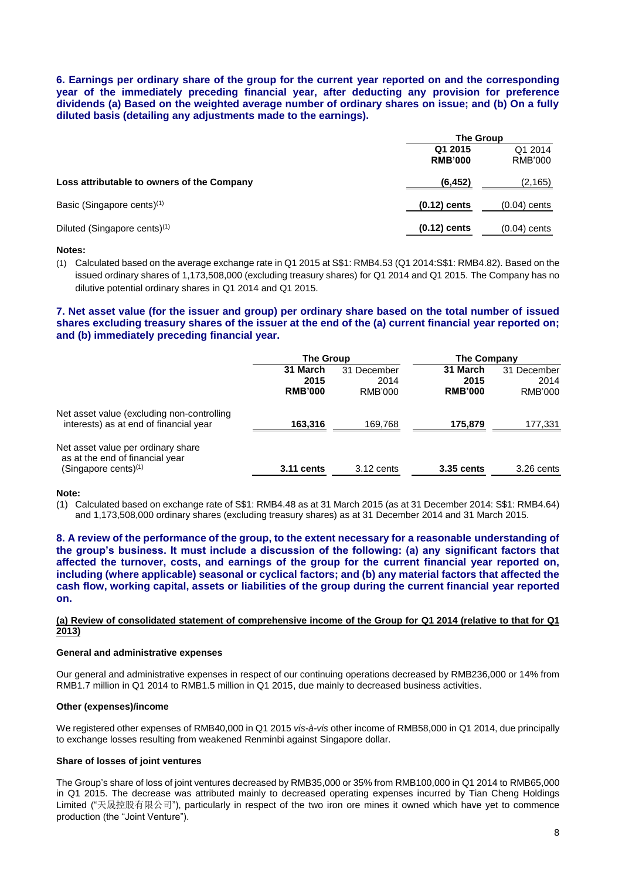**6. Earnings per ordinary share of the group for the current year reported on and the corresponding year of the immediately preceding financial year, after deducting any provision for preference dividends (a) Based on the weighted average number of ordinary shares on issue; and (b) On a fully diluted basis (detailing any adjustments made to the earnings).**

| | The Group | |
|---|---|---|
| | **Q1 2015 RMB'000** | Q1 2014 RMB'000 |
| **Loss attributable to owners of the Company** | **(6,452)** | (2,165) |
| Basic (Singapore cents)(1) | **(0.12) cents** | (0.04) cents |
| Diluted (Singapore cents)(1) | **(0.12) cents** | (0.04) cents |

**Notes:**

(1) Calculated based on the average exchange rate in Q1 2015 at S\$1: RMB4.53 (Q1 2014:S\$1: RMB4.82). Based on the issued ordinary shares of 1,173,508,000 (excluding treasury shares) for Q1 2014 and Q1 2015. The Company has no dilutive potential ordinary shares in Q1 2014 and Q1 2015.

**7. Net asset value (for the issuer and group) per ordinary share based on the total number of issued shares excluding treasury shares of the issuer at the end of the (a) current financial year reported on; and (b) immediately preceding financial year.**

| | The Group | | The Company | |
|---|---|---|---|---|
| | **31 March 2015 RMB'000** | 31 December 2014 RMB'000 | **31 March 2015 RMB'000** | 31 December 2014 RMB'000 |
| Net asset value (excluding non-controlling interests) as at end of financial year | **163,316** | 169,768 | **175,879** | 177,331 |
| Net asset value per ordinary share as at the end of financial year (Singapore cents)(1) | **3.11 cents** | 3.12 cents | **3.35 cents** | 3.26 cents |

**Note:**

(1) Calculated based on exchange rate of S\$1: RMB4.48 as at 31 March 2015 (as at 31 December 2014: S\$1: RMB4.64) and 1,173,508,000 ordinary shares (excluding treasury shares) as at 31 December 2014 and 31 March 2015.

**8. A review of the performance of the group, to the extent necessary for a reasonable understanding of the group's business. It must include a discussion of the following: (a) any significant factors that affected the turnover, costs, and earnings of the group for the current financial year reported on, including (where applicable) seasonal or cyclical factors; and (b) any material factors that affected the cash flow, working capital, assets or liabilities of the group during the current financial year reported on.**

**(a) Review of consolidated statement of comprehensive income of the Group for Q1 2014 (relative to that for Q1 2013)**

**General and administrative expenses**

Our general and administrative expenses in respect of our continuing operations decreased by RMB236,000 or 14% from RMB1.7 million in Q1 2014 to RMB1.5 million in Q1 2015, due mainly to decreased business activities.

**Other (expenses)/income**

We registered other expenses of RMB40,000 in Q1 2015 *vis-à-vis* other income of RMB58,000 in Q1 2014, due principally to exchange losses resulting from weakened Renminbi against Singapore dollar.

**Share of losses of joint ventures**

The Group's share of loss of joint ventures decreased by RMB35,000 or 35% from RMB100,000 in Q1 2014 to RMB65,000 in Q1 2015. The decrease was attributed mainly to decreased operating expenses incurred by Tian Cheng Holdings Limited ("天晟控股有限公司"), particularly in respect of the two iron ore mines it owned which have yet to commence production (the "Joint Venture").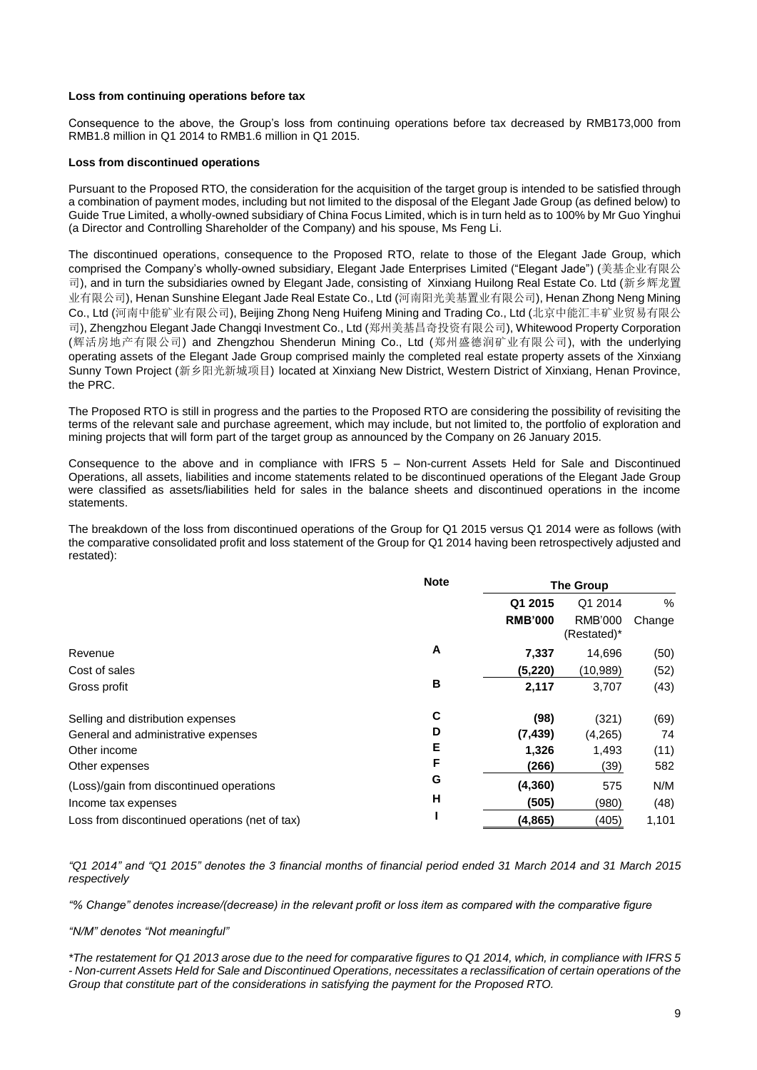**Loss from continuing operations before tax**

Consequence to the above, the Group's loss from continuing operations before tax decreased by RMB173,000 from RMB1.8 million in Q1 2014 to RMB1.6 million in Q1 2015.

**Loss from discontinued operations**

Pursuant to the Proposed RTO, the consideration for the acquisition of the target group is intended to be satisfied through a combination of payment modes, including but not limited to the disposal of the Elegant Jade Group (as defined below) to Guide True Limited, a wholly-owned subsidiary of China Focus Limited, which is in turn held as to 100% by Mr Guo Yinghui (a Director and Controlling Shareholder of the Company) and his spouse, Ms Feng Li.

The discontinued operations, consequence to the Proposed RTO, relate to those of the Elegant Jade Group, which comprised the Company's wholly-owned subsidiary, Elegant Jade Enterprises Limited ("Elegant Jade") (美基企业有限公司), and in turn the subsidiaries owned by Elegant Jade, consisting of Xinxiang Huilong Real Estate Co. Ltd (新乡辉龙置业有限公司), Henan Sunshine Elegant Jade Real Estate Co., Ltd (河南阳光美基置业有限公司), Henan Zhong Neng Mining Co., Ltd (河南中能矿业有限公司), Beijing Zhong Neng Huifeng Mining and Trading Co., Ltd (北京中能汇丰矿业贸易有限公司), Zhengzhou Elegant Jade Changqi Investment Co., Ltd (郑州美基昌奇投资有限公司), Whitewood Property Corporation (辉活房地产有限公司) and Zhengzhou Shenderun Mining Co., Ltd (郑州盛德润矿业有限公司), with the underlying operating assets of the Elegant Jade Group comprised mainly the completed real estate property assets of the Xinxiang Sunny Town Project (新乡阳光新城项目) located at Xinxiang New District, Western District of Xinxiang, Henan Province, the PRC.

The Proposed RTO is still in progress and the parties to the Proposed RTO are considering the possibility of revisiting the terms of the relevant sale and purchase agreement, which may include, but not limited to, the portfolio of exploration and mining projects that will form part of the target group as announced by the Company on 26 January 2015.

Consequence to the above and in compliance with IFRS 5 – Non-current Assets Held for Sale and Discontinued Operations, all assets, liabilities and income statements related to be discontinued operations of the Elegant Jade Group were classified as assets/liabilities held for sales in the balance sheets and discontinued operations in the income statements.

The breakdown of the loss from discontinued operations of the Group for Q1 2015 versus Q1 2014 were as follows (with the comparative consolidated profit and loss statement of the Group for Q1 2014 having been retrospectively adjusted and restated):

| | Note | The Group | | |
|---|---|---|---|---|
| | | **Q1 2015** | Q1 2014 | % |
| | | **RMB'000** | RMB'000 (Restated)* | Change |
| Revenue | A | **7,337** | 14,696 | (50) |
| Cost of sales | | **(5,220)** | (10,989) | (52) |
| Gross profit | B | **2,117** | 3,707 | (43) |
| Selling and distribution expenses | C | **(98)** | (321) | (69) |
| General and administrative expenses | D | **(7,439)** | (4,265) | 74 |
| Other income | E | **1,326** | 1,493 | (11) |
| Other expenses | F | **(266)** | (39) | 582 |
| (Loss)/gain from discontinued operations | G | **(4,360)** | 575 | N/M |
| Income tax expenses | H | **(505)** | (980) | (48) |
| Loss from discontinued operations (net of tax) | I | **(4,865)** | (405) | 1,101 |

*"Q1 2014" and "Q1 2015" denotes the 3 financial months of financial period ended 31 March 2014 and 31 March 2015 respectively*

*"% Change" denotes increase/(decrease) in the relevant profit or loss item as compared with the comparative figure*

*"N/M" denotes "Not meaningful"*

**The restatement for Q1 2013 arose due to the need for comparative figures to Q1 2014, which, in compliance with IFRS 5 - Non-current Assets Held for Sale and Discontinued Operations, necessitates a reclassification of certain operations of the Group that constitute part of the considerations in satisfying the payment for the Proposed RTO.*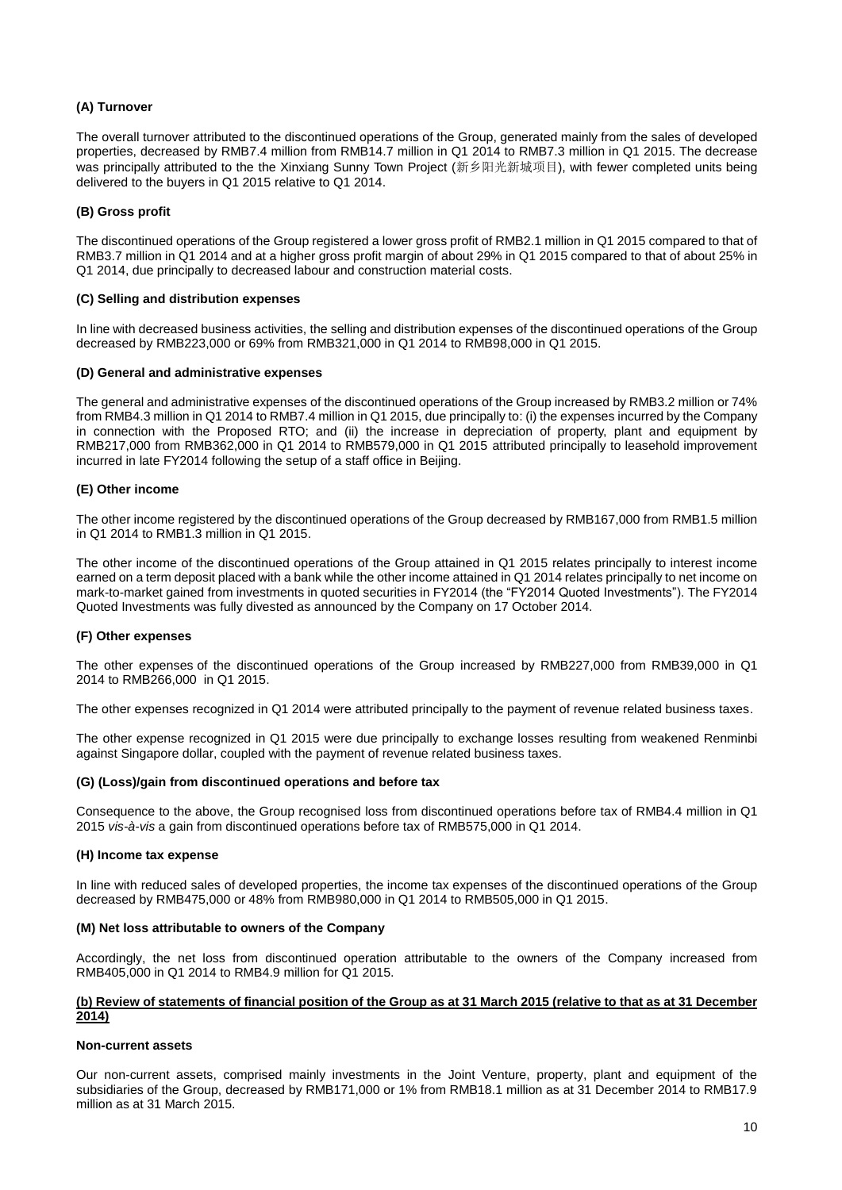#### (A) Turnover

The overall turnover attributed to the discontinued operations of the Group, generated mainly from the sales of developed properties, decreased by RMB7.4 million from RMB14.7 million in Q1 2014 to RMB7.3 million in Q1 2015. The decrease was principally attributed to the the Xinxiang Sunny Town Project (新乡阳光新城项目), with fewer completed units being delivered to the buyers in Q1 2015 relative to Q1 2014.

#### (B) Gross profit

The discontinued operations of the Group registered a lower gross profit of RMB2.1 million in Q1 2015 compared to that of RMB3.7 million in Q1 2014 and at a higher gross profit margin of about 29% in Q1 2015 compared to that of about 25% in Q1 2014, due principally to decreased labour and construction material costs.

#### (C) Selling and distribution expenses

In line with decreased business activities, the selling and distribution expenses of the discontinued operations of the Group decreased by RMB223,000 or 69% from RMB321,000 in Q1 2014 to RMB98,000 in Q1 2015.

#### (D) General and administrative expenses

The general and administrative expenses of the discontinued operations of the Group increased by RMB3.2 million or 74% from RMB4.3 million in Q1 2014 to RMB7.4 million in Q1 2015, due principally to: (i) the expenses incurred by the Company in connection with the Proposed RTO; and (ii) the increase in depreciation of property, plant and equipment by RMB217,000 from RMB362,000 in Q1 2014 to RMB579,000 in Q1 2015 attributed principally to leasehold improvement incurred in late FY2014 following the setup of a staff office in Beijing.

#### (E) Other income

The other income registered by the discontinued operations of the Group decreased by RMB167,000 from RMB1.5 million in Q1 2014 to RMB1.3 million in Q1 2015.

The other income of the discontinued operations of the Group attained in Q1 2015 relates principally to interest income earned on a term deposit placed with a bank while the other income attained in Q1 2014 relates principally to net income on mark-to-market gained from investments in quoted securities in FY2014 (the "FY2014 Quoted Investments"). The FY2014 Quoted Investments was fully divested as announced by the Company on 17 October 2014.

#### (F) Other expenses

The other expenses of the discontinued operations of the Group increased by RMB227,000 from RMB39,000 in Q1 2014 to RMB266,000 in Q1 2015.

The other expenses recognized in Q1 2014 were attributed principally to the payment of revenue related business taxes.

The other expense recognized in Q1 2015 were due principally to exchange losses resulting from weakened Renminbi against Singapore dollar, coupled with the payment of revenue related business taxes.

#### (G) (Loss)/gain from discontinued operations and before tax

Consequence to the above, the Group recognised loss from discontinued operations before tax of RMB4.4 million in Q1 2015 *vis-à-vis* a gain from discontinued operations before tax of RMB575,000 in Q1 2014.

#### (H) Income tax expense

In line with reduced sales of developed properties, the income tax expenses of the discontinued operations of the Group decreased by RMB475,000 or 48% from RMB980,000 in Q1 2014 to RMB505,000 in Q1 2015.

#### (M) Net loss attributable to owners of the Company

Accordingly, the net loss from discontinued operation attributable to the owners of the Company increased from RMB405,000 in Q1 2014 to RMB4.9 million for Q1 2015.

### (b) Review of statements of financial position of the Group as at 31 March 2015 (relative to that as at 31 December 2014)

#### Non-current assets

Our non-current assets, comprised mainly investments in the Joint Venture, property, plant and equipment of the subsidiaries of the Group, decreased by RMB171,000 or 1% from RMB18.1 million as at 31 December 2014 to RMB17.9 million as at 31 March 2015.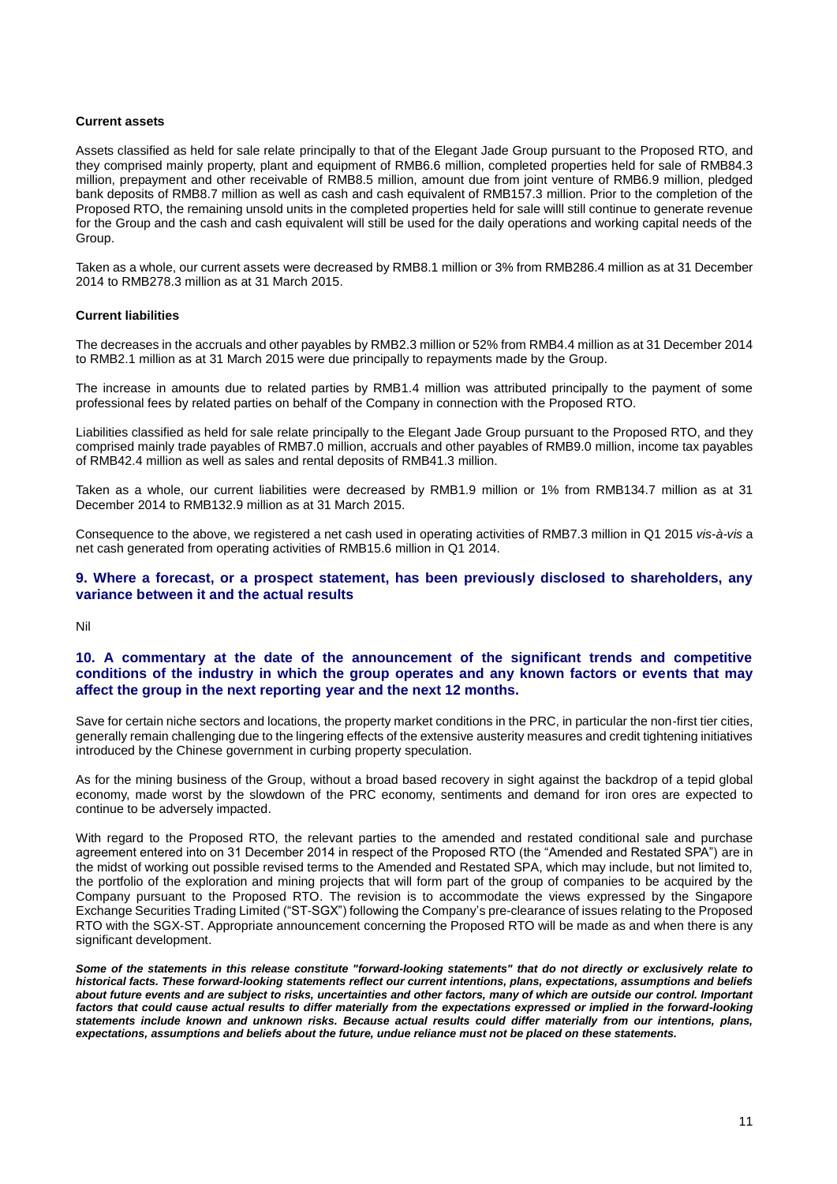**Current assets**

Assets classified as held for sale relate principally to that of the Elegant Jade Group pursuant to the Proposed RTO, and they comprised mainly property, plant and equipment of RMB6.6 million, completed properties held for sale of RMB84.3 million, prepayment and other receivable of RMB8.5 million, amount due from joint venture of RMB6.9 million, pledged bank deposits of RMB8.7 million as well as cash and cash equivalent of RMB157.3 million. Prior to the completion of the Proposed RTO, the remaining unsold units in the completed properties held for sale willl still continue to generate revenue for the Group and the cash and cash equivalent will still be used for the daily operations and working capital needs of the Group.

Taken as a whole, our current assets were decreased by RMB8.1 million or 3% from RMB286.4 million as at 31 December 2014 to RMB278.3 million as at 31 March 2015.

**Current liabilities**

The decreases in the accruals and other payables by RMB2.3 million or 52% from RMB4.4 million as at 31 December 2014 to RMB2.1 million as at 31 March 2015 were due principally to repayments made by the Group.

The increase in amounts due to related parties by RMB1.4 million was attributed principally to the payment of some professional fees by related parties on behalf of the Company in connection with the Proposed RTO.

Liabilities classified as held for sale relate principally to the Elegant Jade Group pursuant to the Proposed RTO, and they comprised mainly trade payables of RMB7.0 million, accruals and other payables of RMB9.0 million, income tax payables of RMB42.4 million as well as sales and rental deposits of RMB41.3 million.

Taken as a whole, our current liabilities were decreased by RMB1.9 million or 1% from RMB134.7 million as at 31 December 2014 to RMB132.9 million as at 31 March 2015.

Consequence to the above, we registered a net cash used in operating activities of RMB7.3 million in Q1 2015 *vis-à-vis* a net cash generated from operating activities of RMB15.6 million in Q1 2014.

## 9. Where a forecast, or a prospect statement, has been previously disclosed to shareholders, any variance between it and the actual results

Nil

## 10. A commentary at the date of the announcement of the significant trends and competitive conditions of the industry in which the group operates and any known factors or events that may affect the group in the next reporting year and the next 12 months.

Save for certain niche sectors and locations, the property market conditions in the PRC, in particular the non-first tier cities, generally remain challenging due to the lingering effects of the extensive austerity measures and credit tightening initiatives introduced by the Chinese government in curbing property speculation.

As for the mining business of the Group, without a broad based recovery in sight against the backdrop of a tepid global economy, made worst by the slowdown of the PRC economy, sentiments and demand for iron ores are expected to continue to be adversely impacted.

With regard to the Proposed RTO, the relevant parties to the amended and restated conditional sale and purchase agreement entered into on 31 December 2014 in respect of the Proposed RTO (the "Amended and Restated SPA") are in the midst of working out possible revised terms to the Amended and Restated SPA, which may include, but not limited to, the portfolio of the exploration and mining projects that will form part of the group of companies to be acquired by the Company pursuant to the Proposed RTO. The revision is to accommodate the views expressed by the Singapore Exchange Securities Trading Limited ("ST-SGX") following the Company's pre-clearance of issues relating to the Proposed RTO with the SGX-ST. Appropriate announcement concerning the Proposed RTO will be made as and when there is any significant development.

***Some of the statements in this release constitute "forward-looking statements" that do not directly or exclusively relate to historical facts. These forward-looking statements reflect our current intentions, plans, expectations, assumptions and beliefs about future events and are subject to risks, uncertainties and other factors, many of which are outside our control. Important factors that could cause actual results to differ materially from the expectations expressed or implied in the forward-looking statements include known and unknown risks. Because actual results could differ materially from our intentions, plans, expectations, assumptions and beliefs about the future, undue reliance must not be placed on these statements.***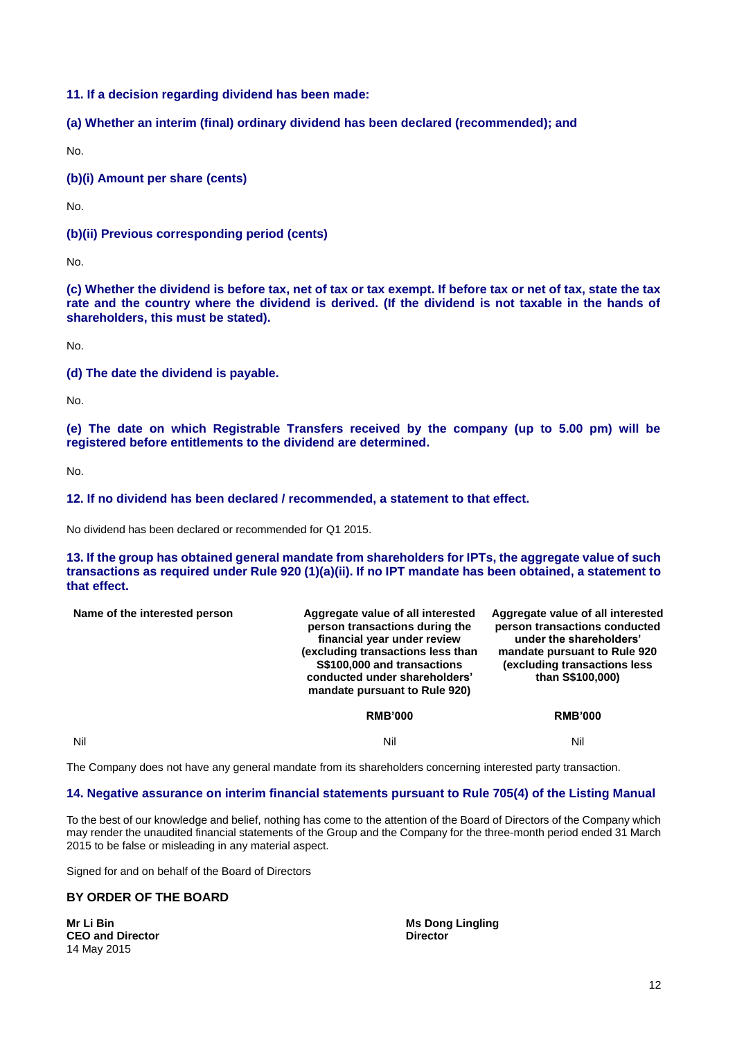**11. If a decision regarding dividend has been made:**

**(a) Whether an interim (final) ordinary dividend has been declared (recommended); and**

No.

**(b)(i) Amount per share (cents)**

No.

**(b)(ii) Previous corresponding period (cents)**

No.

**(c) Whether the dividend is before tax, net of tax or tax exempt. If before tax or net of tax, state the tax rate and the country where the dividend is derived. (If the dividend is not taxable in the hands of shareholders, this must be stated).**

No.

**(d) The date the dividend is payable.**

No.

**(e) The date on which Registrable Transfers received by the company (up to 5.00 pm) will be registered before entitlements to the dividend are determined.**

No.

**12. If no dividend has been declared / recommended, a statement to that effect.**

No dividend has been declared or recommended for Q1 2015.

**13. If the group has obtained general mandate from shareholders for IPTs, the aggregate value of such transactions as required under Rule 920 (1)(a)(ii). If no IPT mandate has been obtained, a statement to that effect.**

| Name of the interested person | Aggregate value of all interested person transactions during the financial year under review (excluding transactions less than S$100,000 and transactions conducted under shareholders' mandate pursuant to Rule 920) | Aggregate value of all interested person transactions conducted under the shareholders' mandate pursuant to Rule 920 (excluding transactions less than S$100,000) |
|---|---|---|
| | RMB'000 | RMB'000 |
| Nil | Nil | Nil |

The Company does not have any general mandate from its shareholders concerning interested party transaction.

**14. Negative assurance on interim financial statements pursuant to Rule 705(4) of the Listing Manual**

To the best of our knowledge and belief, nothing has come to the attention of the Board of Directors of the Company which may render the unaudited financial statements of the Group and the Company for the three-month period ended 31 March 2015 to be false or misleading in any material aspect.

Signed for and on behalf of the Board of Directors

**BY ORDER OF THE BOARD**

**Mr Li Bin**
**CEO and Director**
14 May 2015

**Ms Dong Lingling**
**Director**